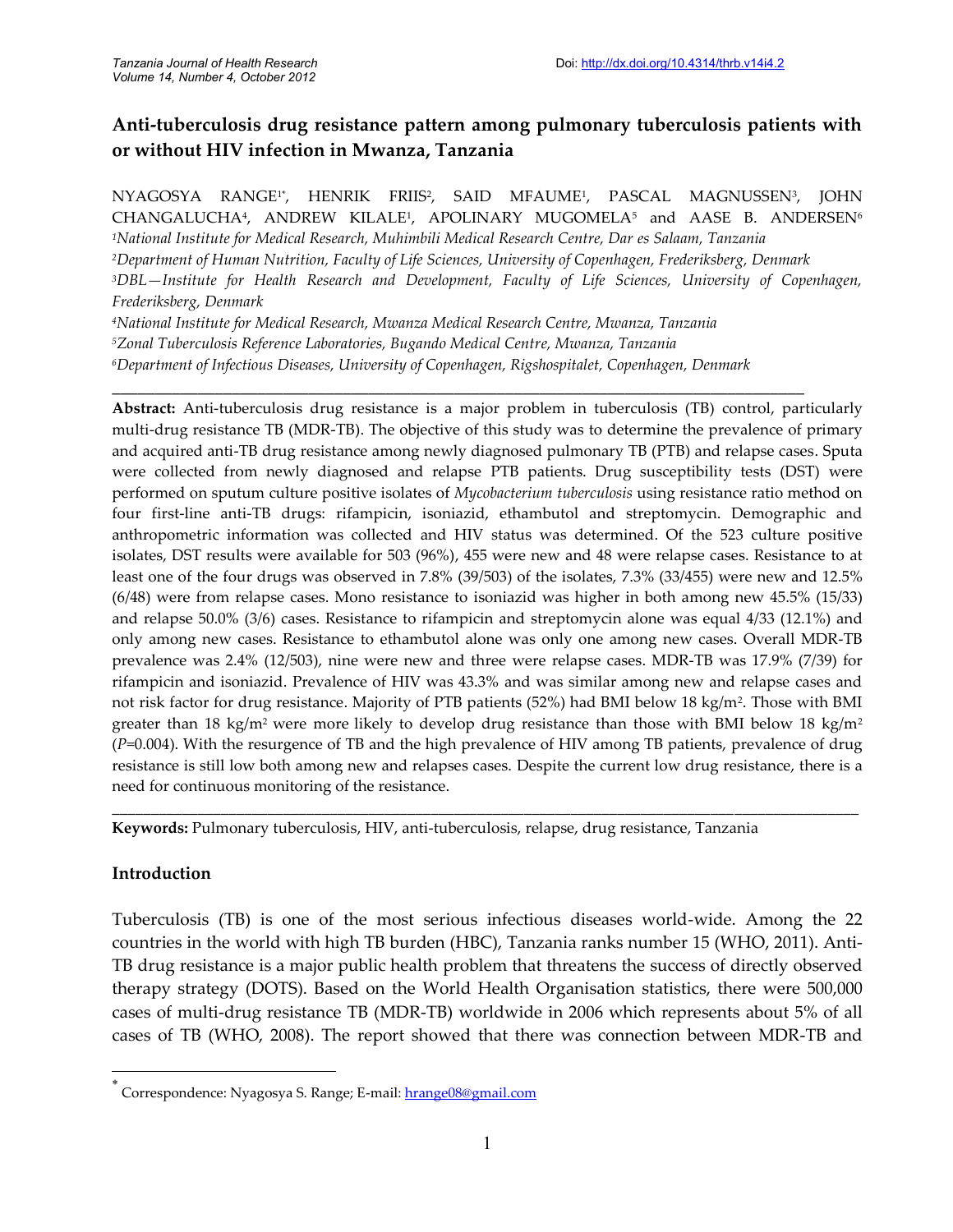# Anti-tuberculosis drug resistance pattern among pulmonary tuberculosis patients with or without HIV infection in Mwanza, Tanzania

NYAGOSYA RANGE[1*], HENRIK FRIIS[2], SAID MFAUME[1], PASCAL MAGNUSSEN[3], JOHN CHANGALUCHA[4], ANDREW KILALE[1], APOLINARY MUGOMELA[5] and AASE B. ANDERSEN[6]

[1]*National Institute for Medical Research, Muhimbili Medical Research Centre, Dar es Salaam, Tanzania*

[2]*Department of Human Nutrition, Faculty of Life Sciences, University of Copenhagen, Frederiksberg, Denmark*

[3]*DBL—Institute for Health Research and Development, Faculty of Life Sciences, University of Copenhagen, Frederiksberg, Denmark*

[4]*National Institute for Medical Research, Mwanza Medical Research Centre, Mwanza, Tanzania*

[5]*Zonal Tuberculosis Reference Laboratories, Bugando Medical Centre, Mwanza, Tanzania*

[6]*Department of Infectious Diseases, University of Copenhagen, Rigshospitalet, Copenhagen, Denmark*

---

**Abstract:** Anti-tuberculosis drug resistance is a major problem in tuberculosis (TB) control, particularly multi-drug resistance TB (MDR-TB). The objective of this study was to determine the prevalence of primary and acquired anti-TB drug resistance among newly diagnosed pulmonary TB (PTB) and relapse cases. Sputa were collected from newly diagnosed and relapse PTB patients. Drug susceptibility tests (DST) were performed on sputum culture positive isolates of *Mycobacterium tuberculosis* using resistance ratio method on four first-line anti-TB drugs: rifampicin, isoniazid, ethambutol and streptomycin. Demographic and anthropometric information was collected and HIV status was determined. Of the 523 culture positive isolates, DST results were available for 503 (96%), 455 were new and 48 were relapse cases. Resistance to at least one of the four drugs was observed in 7.8% (39/503) of the isolates, 7.3% (33/455) were new and 12.5% (6/48) were from relapse cases. Mono resistance to isoniazid was higher in both among new 45.5% (15/33) and relapse 50.0% (3/6) cases. Resistance to rifampicin and streptomycin alone was equal 4/33 (12.1%) and only among new cases. Resistance to ethambutol alone was only one among new cases. Overall MDR-TB prevalence was 2.4% (12/503), nine were new and three were relapse cases. MDR-TB was 17.9% (7/39) for rifampicin and isoniazid. Prevalence of HIV was 43.3% and was similar among new and relapse cases and not risk factor for drug resistance. Majority of PTB patients (52%) had BMI below 18 kg/m$^2$. Those with BMI greater than 18 kg/m$^2$ were more likely to develop drug resistance than those with BMI below 18 kg/m$^2$ ($P$=0.004). With the resurgence of TB and the high prevalence of HIV among TB patients, prevalence of drug resistance is still low both among new and relapses cases. Despite the current low drug resistance, there is a need for continuous monitoring of the resistance.

---

**Keywords:** Pulmonary tuberculosis, HIV, anti-tuberculosis, relapse, drug resistance, Tanzania

## Introduction

Tuberculosis (TB) is one of the most serious infectious diseases world-wide. Among the 22 countries in the world with high TB burden (HBC), Tanzania ranks number 15 (WHO, 2011). Anti-TB drug resistance is a major public health problem that threatens the success of directly observed therapy strategy (DOTS). Based on the World Health Organisation statistics, there were 500,000 cases of multi-drug resistance TB (MDR-TB) worldwide in 2006 which represents about 5% of all cases of TB (WHO, 2008). The report showed that there was connection between MDR-TB and

---

[*] Correspondence: Nyagosya S. Range; E-mail: hrange08@gmail.com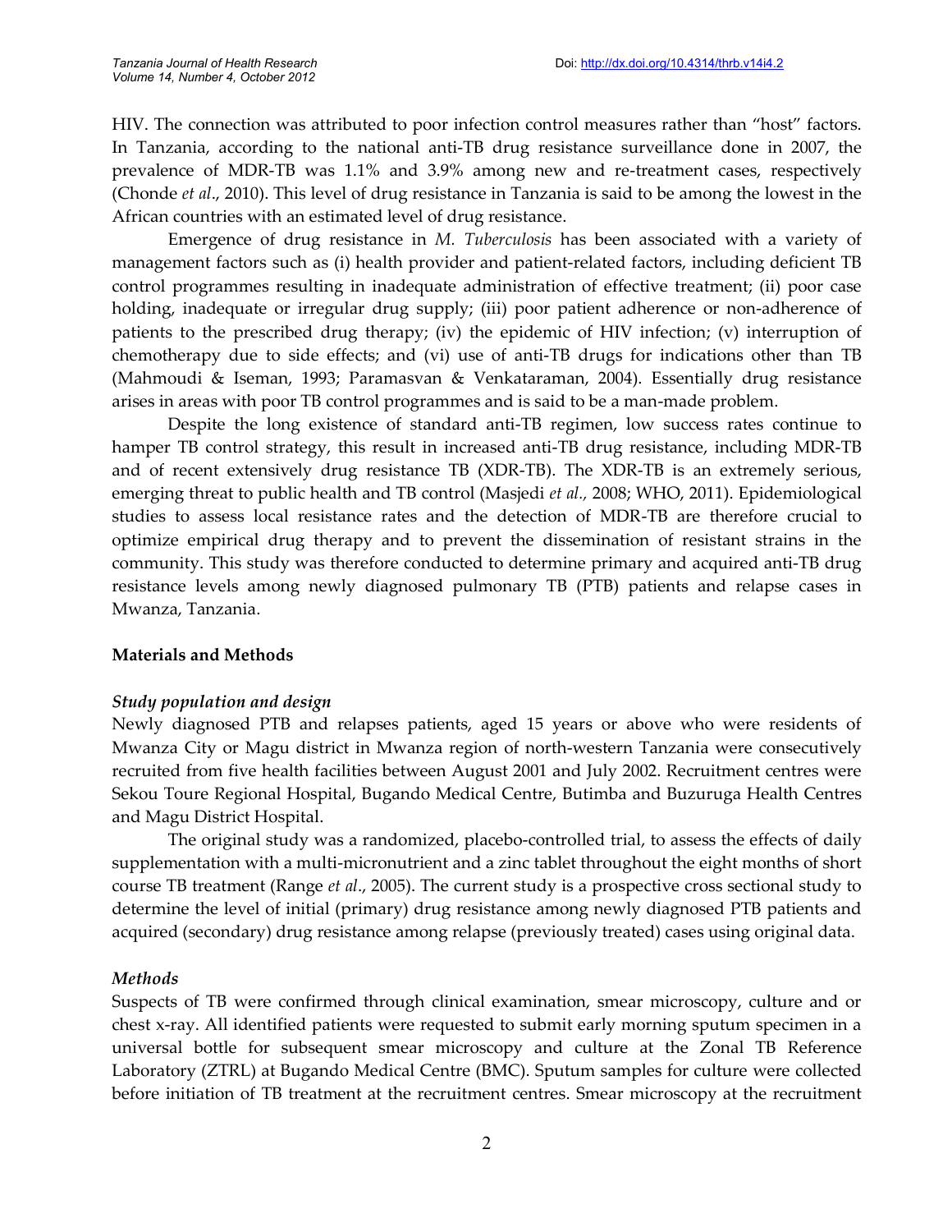HIV. The connection was attributed to poor infection control measures rather than "host" factors. In Tanzania, according to the national anti-TB drug resistance surveillance done in 2007, the prevalence of MDR-TB was 1.1% and 3.9% among new and re-treatment cases, respectively (Chonde *et al*., 2010). This level of drug resistance in Tanzania is said to be among the lowest in the African countries with an estimated level of drug resistance.

Emergence of drug resistance in *M. Tuberculosis* has been associated with a variety of management factors such as (i) health provider and patient-related factors, including deficient TB control programmes resulting in inadequate administration of effective treatment; (ii) poor case holding, inadequate or irregular drug supply; (iii) poor patient adherence or non-adherence of patients to the prescribed drug therapy; (iv) the epidemic of HIV infection; (v) interruption of chemotherapy due to side effects; and (vi) use of anti-TB drugs for indications other than TB (Mahmoudi & Iseman, 1993; Paramasvan & Venkataraman, 2004). Essentially drug resistance arises in areas with poor TB control programmes and is said to be a man-made problem.

Despite the long existence of standard anti-TB regimen, low success rates continue to hamper TB control strategy, this result in increased anti-TB drug resistance, including MDR-TB and of recent extensively drug resistance TB (XDR-TB). The XDR-TB is an extremely serious, emerging threat to public health and TB control (Masjedi *et al.*, 2008; WHO, 2011). Epidemiological studies to assess local resistance rates and the detection of MDR-TB are therefore crucial to optimize empirical drug therapy and to prevent the dissemination of resistant strains in the community. This study was therefore conducted to determine primary and acquired anti-TB drug resistance levels among newly diagnosed pulmonary TB (PTB) patients and relapse cases in Mwanza, Tanzania.

## Materials and Methods

### *Study population and design*

Newly diagnosed PTB and relapses patients, aged 15 years or above who were residents of Mwanza City or Magu district in Mwanza region of north-western Tanzania were consecutively recruited from five health facilities between August 2001 and July 2002. Recruitment centres were Sekou Toure Regional Hospital, Bugando Medical Centre, Butimba and Buzuruga Health Centres and Magu District Hospital.

The original study was a randomized, placebo-controlled trial, to assess the effects of daily supplementation with a multi-micronutrient and a zinc tablet throughout the eight months of short course TB treatment (Range *et al*., 2005). The current study is a prospective cross sectional study to determine the level of initial (primary) drug resistance among newly diagnosed PTB patients and acquired (secondary) drug resistance among relapse (previously treated) cases using original data.

### *Methods*

Suspects of TB were confirmed through clinical examination, smear microscopy, culture and or chest x-ray. All identified patients were requested to submit early morning sputum specimen in a universal bottle for subsequent smear microscopy and culture at the Zonal TB Reference Laboratory (ZTRL) at Bugando Medical Centre (BMC). Sputum samples for culture were collected before initiation of TB treatment at the recruitment centres. Smear microscopy at the recruitment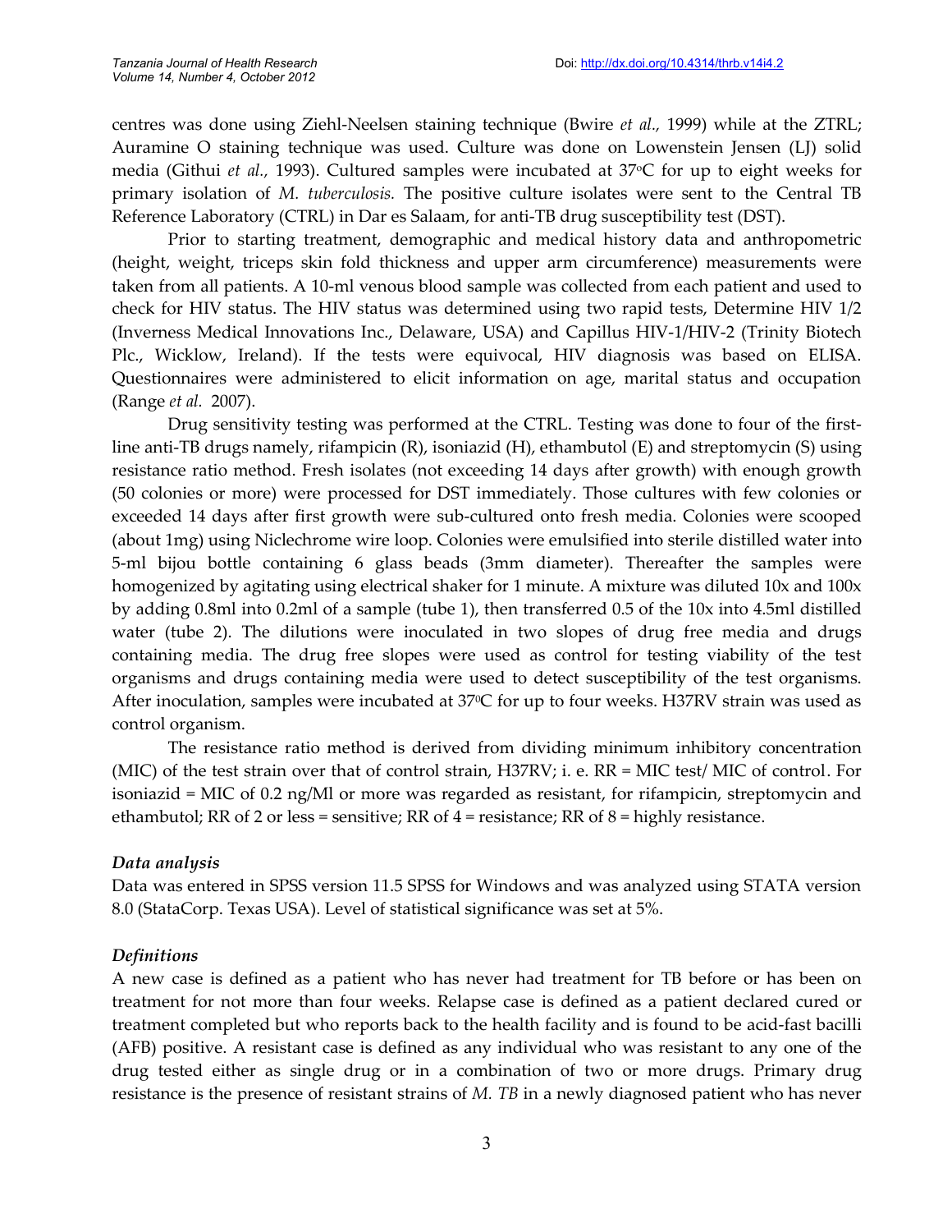centres was done using Ziehl-Neelsen staining technique (Bwire *et al.,* 1999) while at the ZTRL; Auramine O staining technique was used. Culture was done on Lowenstein Jensen (LJ) solid media (Githui *et al.,* 1993). Cultured samples were incubated at 37°C for up to eight weeks for primary isolation of *M. tuberculosis.* The positive culture isolates were sent to the Central TB Reference Laboratory (CTRL) in Dar es Salaam, for anti-TB drug susceptibility test (DST).

Prior to starting treatment, demographic and medical history data and anthropometric (height, weight, triceps skin fold thickness and upper arm circumference) measurements were taken from all patients. A 10-ml venous blood sample was collected from each patient and used to check for HIV status. The HIV status was determined using two rapid tests, Determine HIV 1/2 (Inverness Medical Innovations Inc., Delaware, USA) and Capillus HIV-1/HIV-2 (Trinity Biotech Plc., Wicklow, Ireland). If the tests were equivocal, HIV diagnosis was based on ELISA. Questionnaires were administered to elicit information on age, marital status and occupation (Range *et al.* 2007).

Drug sensitivity testing was performed at the CTRL. Testing was done to four of the first-line anti-TB drugs namely, rifampicin (R), isoniazid (H), ethambutol (E) and streptomycin (S) using resistance ratio method. Fresh isolates (not exceeding 14 days after growth) with enough growth (50 colonies or more) were processed for DST immediately. Those cultures with few colonies or exceeded 14 days after first growth were sub-cultured onto fresh media. Colonies were scooped (about 1mg) using Niclechrome wire loop. Colonies were emulsified into sterile distilled water into 5-ml bijou bottle containing 6 glass beads (3mm diameter). Thereafter the samples were homogenized by agitating using electrical shaker for 1 minute. A mixture was diluted 10x and 100x by adding 0.8ml into 0.2ml of a sample (tube 1), then transferred 0.5 of the 10x into 4.5ml distilled water (tube 2). The dilutions were inoculated in two slopes of drug free media and drugs containing media. The drug free slopes were used as control for testing viability of the test organisms and drugs containing media were used to detect susceptibility of the test organisms. After inoculation, samples were incubated at 37°C for up to four weeks. H37RV strain was used as control organism.

The resistance ratio method is derived from dividing minimum inhibitory concentration (MIC) of the test strain over that of control strain, H37RV; i. e. RR = MIC test/ MIC of control. For isoniazid = MIC of 0.2 ng/Ml or more was regarded as resistant, for rifampicin, streptomycin and ethambutol; RR of 2 or less = sensitive; RR of 4 = resistance; RR of 8 = highly resistance.

### *Data analysis*

Data was entered in SPSS version 11.5 SPSS for Windows and was analyzed using STATA version 8.0 (StataCorp. Texas USA). Level of statistical significance was set at 5%.

### *Definitions*

A new case is defined as a patient who has never had treatment for TB before or has been on treatment for not more than four weeks. Relapse case is defined as a patient declared cured or treatment completed but who reports back to the health facility and is found to be acid-fast bacilli (AFB) positive. A resistant case is defined as any individual who was resistant to any one of the drug tested either as single drug or in a combination of two or more drugs. Primary drug resistance is the presence of resistant strains of *M. TB* in a newly diagnosed patient who has never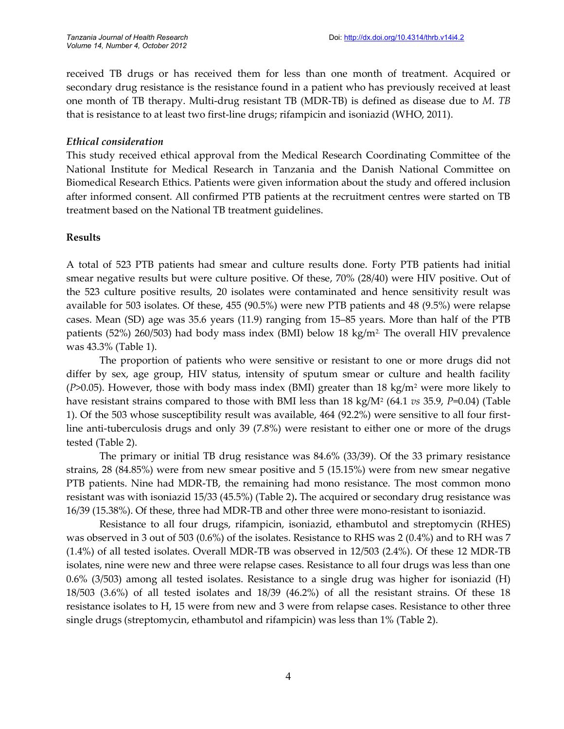received TB drugs or has received them for less than one month of treatment. Acquired or secondary drug resistance is the resistance found in a patient who has previously received at least one month of TB therapy. Multi-drug resistant TB (MDR-TB) is defined as disease due to *M. TB* that is resistance to at least two first-line drugs; rifampicin and isoniazid (WHO, 2011).

### *Ethical consideration*

This study received ethical approval from the Medical Research Coordinating Committee of the National Institute for Medical Research in Tanzania and the Danish National Committee on Biomedical Research Ethics. Patients were given information about the study and offered inclusion after informed consent. All confirmed PTB patients at the recruitment centres were started on TB treatment based on the National TB treatment guidelines.

## Results

A total of 523 PTB patients had smear and culture results done. Forty PTB patients had initial smear negative results but were culture positive. Of these, 70% (28/40) were HIV positive. Out of the 523 culture positive results, 20 isolates were contaminated and hence sensitivity result was available for 503 isolates. Of these, 455 (90.5%) were new PTB patients and 48 (9.5%) were relapse cases. Mean (SD) age was 35.6 years (11.9) ranging from 15–85 years. More than half of the PTB patients (52%) 260/503) had body mass index (BMI) below 18 kg/m$^2$. The overall HIV prevalence was 43.3% (Table 1).

The proportion of patients who were sensitive or resistant to one or more drugs did not differ by sex, age group, HIV status, intensity of sputum smear or culture and health facility ($P>0.05$). However, those with body mass index (BMI) greater than 18 kg/m$^2$ were more likely to have resistant strains compared to those with BMI less than 18 kg/M$^2$ (64.1 *vs* 35.9, $P=0.04$) (Table 1). Of the 503 whose susceptibility result was available, 464 (92.2%) were sensitive to all four first-line anti-tuberculosis drugs and only 39 (7.8%) were resistant to either one or more of the drugs tested (Table 2).

The primary or initial TB drug resistance was 84.6% (33/39). Of the 33 primary resistance strains, 28 (84.85%) were from new smear positive and 5 (15.15%) were from new smear negative PTB patients. Nine had MDR-TB, the remaining had mono resistance. The most common mono resistant was with isoniazid 15/33 (45.5%) (Table 2**)**. The acquired or secondary drug resistance was 16/39 (15.38%). Of these, three had MDR-TB and other three were mono-resistant to isoniazid.

Resistance to all four drugs, rifampicin, isoniazid, ethambutol and streptomycin (RHES) was observed in 3 out of 503 (0.6%) of the isolates. Resistance to RHS was 2 (0.4%) and to RH was 7 (1.4%) of all tested isolates. Overall MDR-TB was observed in 12/503 (2.4%). Of these 12 MDR-TB isolates, nine were new and three were relapse cases. Resistance to all four drugs was less than one 0.6% (3/503) among all tested isolates. Resistance to a single drug was higher for isoniazid (H) 18/503 (3.6%) of all tested isolates and 18/39 (46.2%) of all the resistant strains. Of these 18 resistance isolates to H, 15 were from new and 3 were from relapse cases. Resistance to other three single drugs (streptomycin, ethambutol and rifampicin) was less than 1% (Table 2).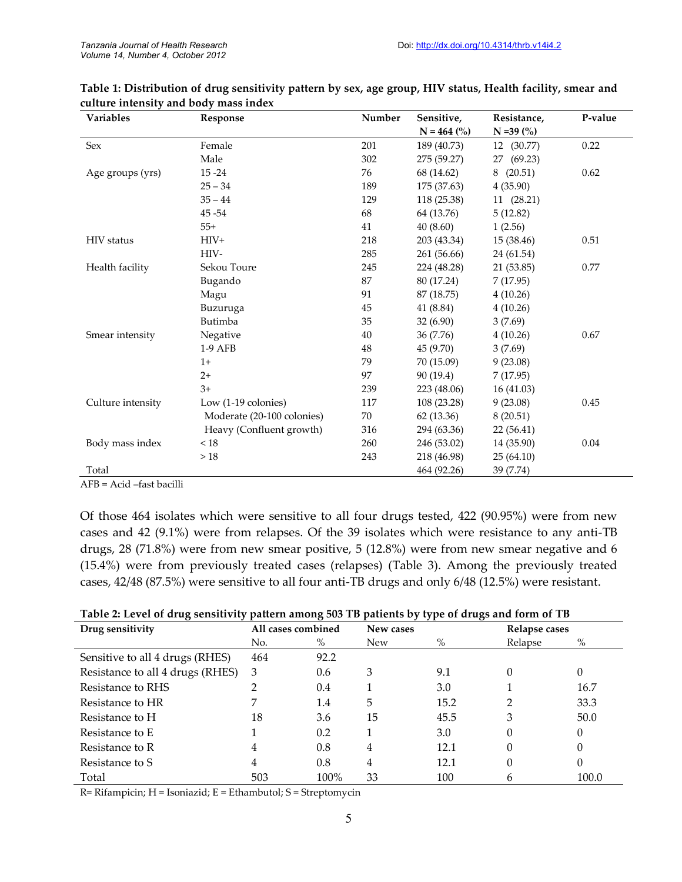**Table 1: Distribution of drug sensitivity pattern by sex, age group, HIV status, Health facility, smear and culture intensity and body mass index**

| Variables | Response | Number | Sensitive, N = 464 (%) | Resistance, N =39 (%) | P-value |
|---|---|---|---|---|---|
| Sex | Female | 201 | 189 (40.73) | 12 (30.77) | 0.22 |
| | Male | 302 | 275 (59.27) | 27 (69.23) | |
| Age groups (yrs) | 15 -24 | 76 | 68 (14.62) | 8 (20.51) | 0.62 |
| | 25 – 34 | 189 | 175 (37.63) | 4 (35.90) | |
| | 35 – 44 | 129 | 118 (25.38) | 11 (28.21) | |
| | 45 -54 | 68 | 64 (13.76) | 5 (12.82) | |
| | 55+ | 41 | 40 (8.60) | 1 (2.56) | |
| HIV status | HIV+ | 218 | 203 (43.34) | 15 (38.46) | 0.51 |
| | HIV- | 285 | 261 (56.66) | 24 (61.54) | |
| Health facility | Sekou Toure | 245 | 224 (48.28) | 21 (53.85) | 0.77 |
| | Bugando | 87 | 80 (17.24) | 7 (17.95) | |
| | Magu | 91 | 87 (18.75) | 4 (10.26) | |
| | Buzuruga | 45 | 41 (8.84) | 4 (10.26) | |
| | Butimba | 35 | 32 (6.90) | 3 (7.69) | |
| Smear intensity | Negative | 40 | 36 (7.76) | 4 (10.26) | 0.67 |
| | 1-9 AFB | 48 | 45 (9.70) | 3 (7.69) | |
| | 1+ | 79 | 70 (15.09) | 9 (23.08) | |
| | 2+ | 97 | 90 (19.4) | 7 (17.95) | |
| | 3+ | 239 | 223 (48.06) | 16 (41.03) | |
| Culture intensity | Low (1-19 colonies) | 117 | 108 (23.28) | 9 (23.08) | 0.45 |
| | Moderate (20-100 colonies) | 70 | 62 (13.36) | 8 (20.51) | |
| | Heavy (Confluent growth) | 316 | 294 (63.36) | 22 (56.41) | |
| Body mass index | < 18 | 260 | 246 (53.02) | 14 (35.90) | 0.04 |
| | > 18 | 243 | 218 (46.98) | 25 (64.10) | |
| Total | | | 464 (92.26) | 39 (7.74) | |

AFB = Acid –fast bacilli

Of those 464 isolates which were sensitive to all four drugs tested, 422 (90.95%) were from new cases and 42 (9.1%) were from relapses. Of the 39 isolates which were resistance to any anti-TB drugs, 28 (71.8%) were from new smear positive, 5 (12.8%) were from new smear negative and 6 (15.4%) were from previously treated cases (relapses) (Table 3). Among the previously treated cases, 42/48 (87.5%) were sensitive to all four anti-TB drugs and only 6/48 (12.5%) were resistant.

**Table 2: Level of drug sensitivity pattern among 503 TB patients by type of drugs and form of TB**

| Drug sensitivity | All cases combined | | New cases | | Relapse cases | |
|---|---|---|---|---|---|---|
| | No. | % | New | % | Relapse | % |
| Sensitive to all 4 drugs (RHES) | 464 | 92.2 | | | | |
| Resistance to all 4 drugs (RHES) | 3 | 0.6 | 3 | 9.1 | 0 | 0 |
| Resistance to RHS | 2 | 0.4 | 1 | 3.0 | 1 | 16.7 |
| Resistance to HR | 7 | 1.4 | 5 | 15.2 | 2 | 33.3 |
| Resistance to H | 18 | 3.6 | 15 | 45.5 | 3 | 50.0 |
| Resistance to E | 1 | 0.2 | 1 | 3.0 | 0 | 0 |
| Resistance to R | 4 | 0.8 | 4 | 12.1 | 0 | 0 |
| Resistance to S | 4 | 0.8 | 4 | 12.1 | 0 | 0 |
| Total | 503 | 100% | 33 | 100 | 6 | 100.0 |

R= Rifampicin; H = Isoniazid; E = Ethambutol; S = Streptomycin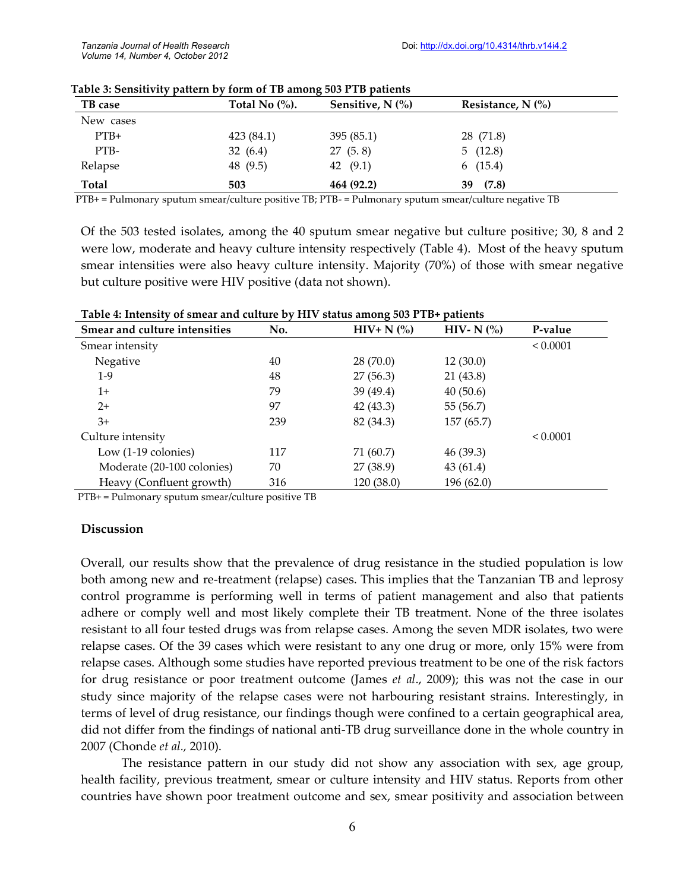**Table 3: Sensitivity pattern by form of TB among 503 PTB patients**

| TB case | Total No (%). | Sensitive, N (%) | Resistance, N (%) |
|---|---|---|---|
| New cases | | | |
| PTB+ | 423 (84.1) | 395 (85.1) | 28 (71.8) |
| PTB- | 32 (6.4) | 27 (5.8) | 5 (12.8) |
| Relapse | 48 (9.5) | 42 (9.1) | 6 (15.4) |
| **Total** | **503** | **464 (92.2)** | **39 (7.8)** |

PTB+ = Pulmonary sputum smear/culture positive TB; PTB- = Pulmonary sputum smear/culture negative TB

Of the 503 tested isolates, among the 40 sputum smear negative but culture positive; 30, 8 and 2 were low, moderate and heavy culture intensity respectively (Table 4). Most of the heavy sputum smear intensities were also heavy culture intensity. Majority (70%) of those with smear negative but culture positive were HIV positive (data not shown).

**Table 4: Intensity of smear and culture by HIV status among 503 PTB+ patients**

| Smear and culture intensities | No. | HIV+ N (%) | HIV- N (%) | P-value |
|---|---|---|---|---|
| Smear intensity | | | | < 0.0001 |
| Negative | 40 | 28 (70.0) | 12 (30.0) | |
| 1-9 | 48 | 27 (56.3) | 21 (43.8) | |
| 1+ | 79 | 39 (49.4) | 40 (50.6) | |
| 2+ | 97 | 42 (43.3) | 55 (56.7) | |
| 3+ | 239 | 82 (34.3) | 157 (65.7) | |
| Culture intensity | | | | < 0.0001 |
| Low (1-19 colonies) | 117 | 71 (60.7) | 46 (39.3) | |
| Moderate (20-100 colonies) | 70 | 27 (38.9) | 43 (61.4) | |
| Heavy (Confluent growth) | 316 | 120 (38.0) | 196 (62.0) | |

PTB+ = Pulmonary sputum smear/culture positive TB

## Discussion

Overall, our results show that the prevalence of drug resistance in the studied population is low both among new and re-treatment (relapse) cases. This implies that the Tanzanian TB and leprosy control programme is performing well in terms of patient management and also that patients adhere or comply well and most likely complete their TB treatment. None of the three isolates resistant to all four tested drugs was from relapse cases. Among the seven MDR isolates, two were relapse cases. Of the 39 cases which were resistant to any one drug or more, only 15% were from relapse cases. Although some studies have reported previous treatment to be one of the risk factors for drug resistance or poor treatment outcome (James *et al*., 2009); this was not the case in our study since majority of the relapse cases were not harbouring resistant strains. Interestingly, in terms of level of drug resistance, our findings though were confined to a certain geographical area, did not differ from the findings of national anti-TB drug surveillance done in the whole country in 2007 (Chonde *et al.,* 2010).

The resistance pattern in our study did not show any association with sex, age group, health facility, previous treatment, smear or culture intensity and HIV status. Reports from other countries have shown poor treatment outcome and sex, smear positivity and association between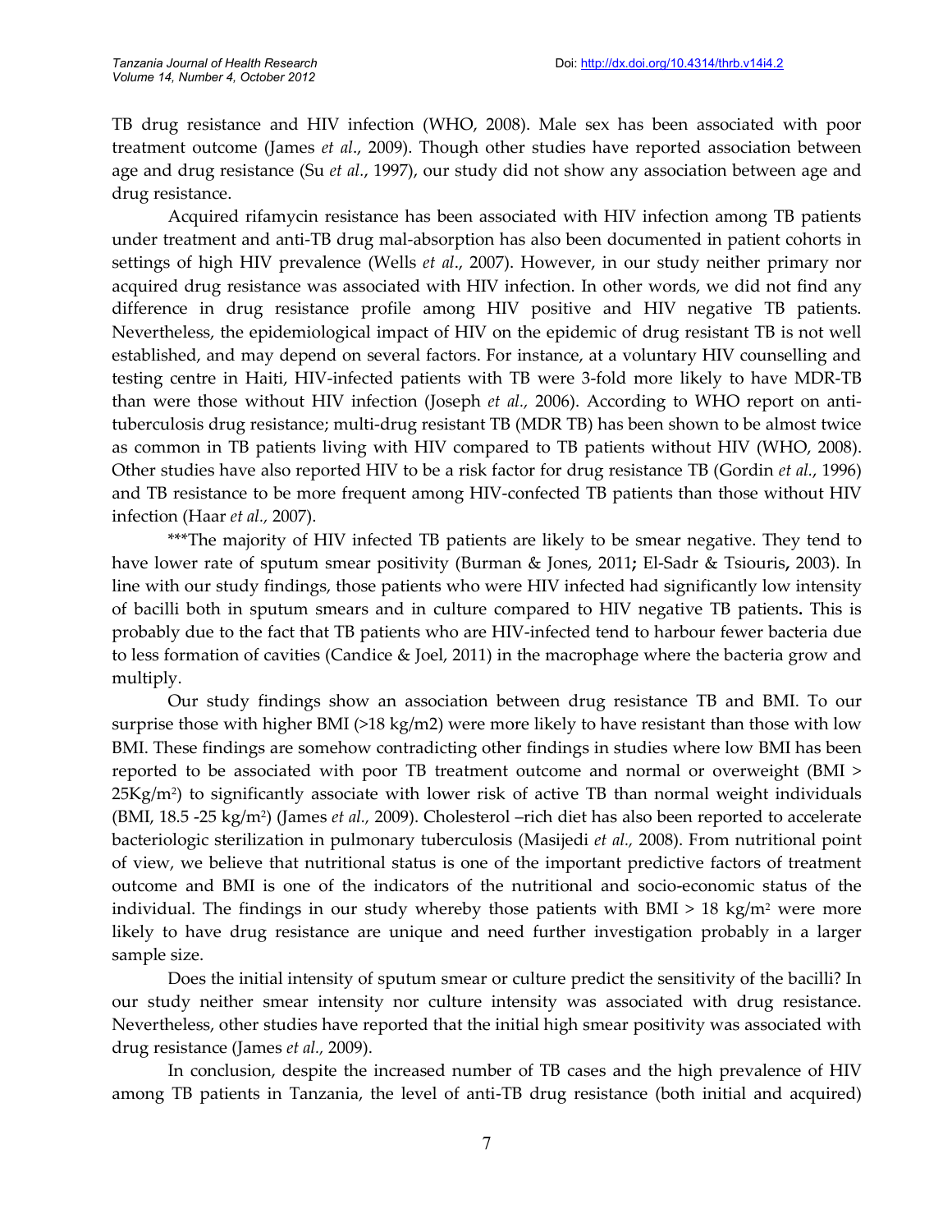TB drug resistance and HIV infection (WHO, 2008). Male sex has been associated with poor treatment outcome (James *et al*., 2009). Though other studies have reported association between age and drug resistance (Su *et al*., 1997), our study did not show any association between age and drug resistance.

Acquired rifamycin resistance has been associated with HIV infection among TB patients under treatment and anti-TB drug mal-absorption has also been documented in patient cohorts in settings of high HIV prevalence (Wells *et al*., 2007). However, in our study neither primary nor acquired drug resistance was associated with HIV infection. In other words, we did not find any difference in drug resistance profile among HIV positive and HIV negative TB patients. Nevertheless, the epidemiological impact of HIV on the epidemic of drug resistant TB is not well established, and may depend on several factors. For instance, at a voluntary HIV counselling and testing centre in Haiti, HIV-infected patients with TB were 3-fold more likely to have MDR-TB than were those without HIV infection (Joseph *et al.,* 2006). According to WHO report on anti-tuberculosis drug resistance; multi-drug resistant TB (MDR TB) has been shown to be almost twice as common in TB patients living with HIV compared to TB patients without HIV (WHO, 2008). Other studies have also reported HIV to be a risk factor for drug resistance TB (Gordin *et al*., 1996) and TB resistance to be more frequent among HIV-confected TB patients than those without HIV infection (Haar *et al.,* 2007).

***The majority of HIV infected TB patients are likely to be smear negative. They tend to have lower rate of sputum smear positivity (Burman & Jones, 2011**;** El-Sadr & Tsiouris**,** 2003). In line with our study findings, those patients who were HIV infected had significantly low intensity of bacilli both in sputum smears and in culture compared to HIV negative TB patients**.** This is probably due to the fact that TB patients who are HIV-infected tend to harbour fewer bacteria due to less formation of cavities (Candice & Joel, 2011) in the macrophage where the bacteria grow and multiply.

Our study findings show an association between drug resistance TB and BMI. To our surprise those with higher BMI (>18 kg/m2) were more likely to have resistant than those with low BMI. These findings are somehow contradicting other findings in studies where low BMI has been reported to be associated with poor TB treatment outcome and normal or overweight (BMI > 25Kg/m$^2$) to significantly associate with lower risk of active TB than normal weight individuals (BMI, 18.5 -25 kg/m$^2$) (James *et al.,* 2009). Cholesterol –rich diet has also been reported to accelerate bacteriologic sterilization in pulmonary tuberculosis (Masijedi *et al.,* 2008). From nutritional point of view, we believe that nutritional status is one of the important predictive factors of treatment outcome and BMI is one of the indicators of the nutritional and socio-economic status of the individual. The findings in our study whereby those patients with BMI > 18 kg/m$^2$ were more likely to have drug resistance are unique and need further investigation probably in a larger sample size.

Does the initial intensity of sputum smear or culture predict the sensitivity of the bacilli? In our study neither smear intensity nor culture intensity was associated with drug resistance. Nevertheless, other studies have reported that the initial high smear positivity was associated with drug resistance (James *et al.,* 2009).

In conclusion, despite the increased number of TB cases and the high prevalence of HIV among TB patients in Tanzania, the level of anti-TB drug resistance (both initial and acquired)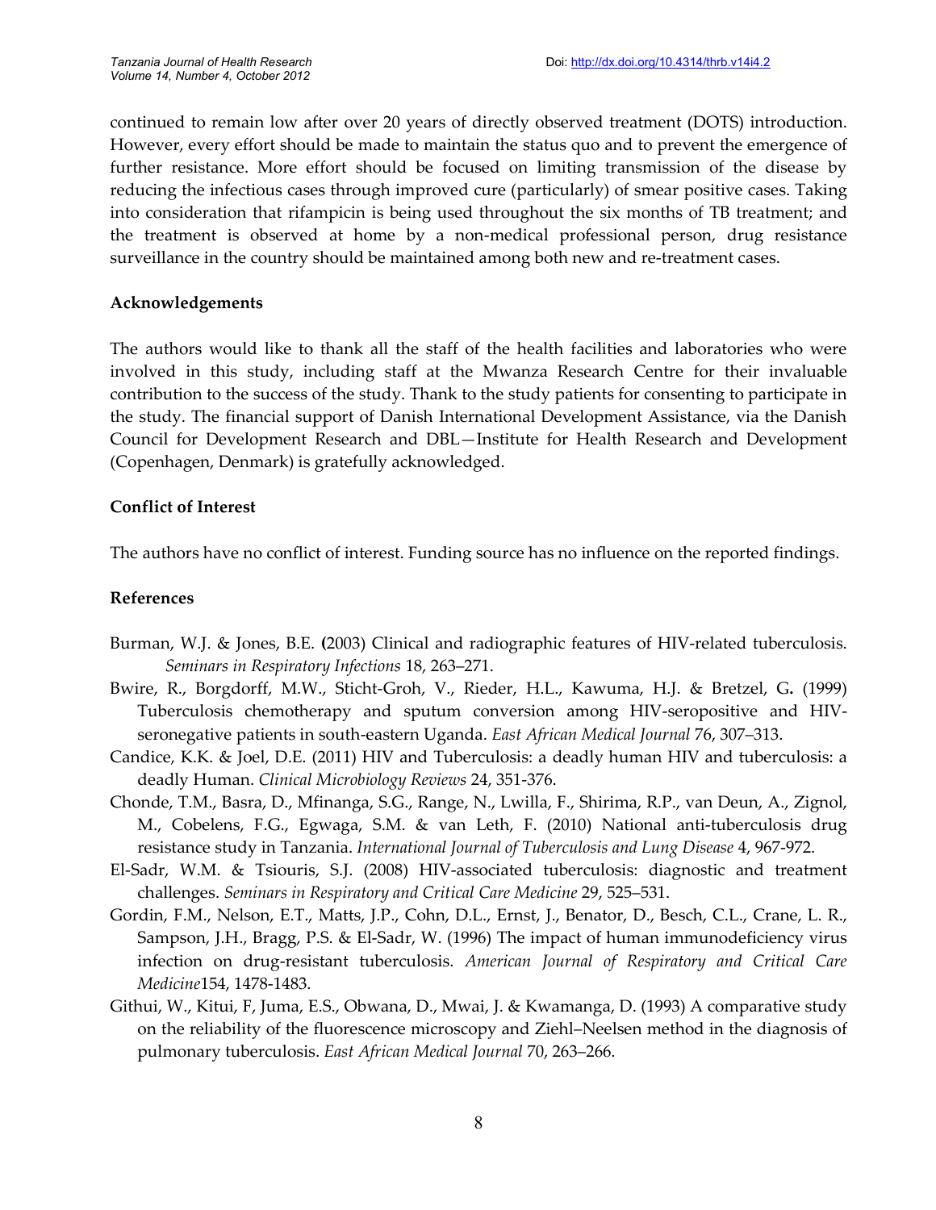continued to remain low after over 20 years of directly observed treatment (DOTS) introduction. However, every effort should be made to maintain the status quo and to prevent the emergence of further resistance. More effort should be focused on limiting transmission of the disease by reducing the infectious cases through improved cure (particularly) of smear positive cases. Taking into consideration that rifampicin is being used throughout the six months of TB treatment; and the treatment is observed at home by a non-medical professional person, drug resistance surveillance in the country should be maintained among both new and re-treatment cases.

## Acknowledgements

The authors would like to thank all the staff of the health facilities and laboratories who were involved in this study, including staff at the Mwanza Research Centre for their invaluable contribution to the success of the study. Thank to the study patients for consenting to participate in the study. The financial support of Danish International Development Assistance, via the Danish Council for Development Research and DBL—Institute for Health Research and Development (Copenhagen, Denmark) is gratefully acknowledged.

## Conflict of Interest

The authors have no conflict of interest. Funding source has no influence on the reported findings.

## References

Burman, W.J. & Jones, B.E. **(**2003) Clinical and radiographic features of HIV-related tuberculosis. *Seminars in Respiratory Infections* 18, 263–271.

Bwire, R., Borgdorff, M.W., Sticht-Groh, V., Rieder, H.L., Kawuma, H.J. & Bretzel, G**.** (1999) Tuberculosis chemotherapy and sputum conversion among HIV-seropositive and HIV-seronegative patients in south-eastern Uganda. *East African Medical Journal* 76, 307–313.

Candice, K.K. & Joel, D.E. (2011) HIV and Tuberculosis: a deadly human HIV and tuberculosis: a deadly Human. *Clinical Microbiology Reviews* 24, 351-376.

Chonde, T.M., Basra, D., Mfinanga, S.G., Range, N., Lwilla, F., Shirima, R.P., van Deun, A., Zignol, M., Cobelens, F.G., Egwaga, S.M. & van Leth, F. (2010) National anti-tuberculosis drug resistance study in Tanzania. *International Journal of Tuberculosis and Lung Disease* 4, 967-972.

El-Sadr, W.M. & Tsiouris, S.J. (2008) HIV-associated tuberculosis: diagnostic and treatment challenges. *Seminars in Respiratory and Critical Care Medicine* 29, 525–531.

Gordin, F.M., Nelson, E.T., Matts, J.P., Cohn, D.L., Ernst, J., Benator, D., Besch, C.L., Crane, L. R., Sampson, J.H., Bragg, P.S. & El-Sadr, W. (1996) The impact of human immunodeficiency virus infection on drug-resistant tuberculosis. *American Journal of Respiratory and Critical Care Medicine*154, 1478-1483.

Githui, W., Kitui, F, Juma, E.S., Obwana, D., Mwai, J. & Kwamanga, D. (1993) A comparative study on the reliability of the fluorescence microscopy and Ziehl–Neelsen method in the diagnosis of pulmonary tuberculosis. *East African Medical Journal* 70, 263–266.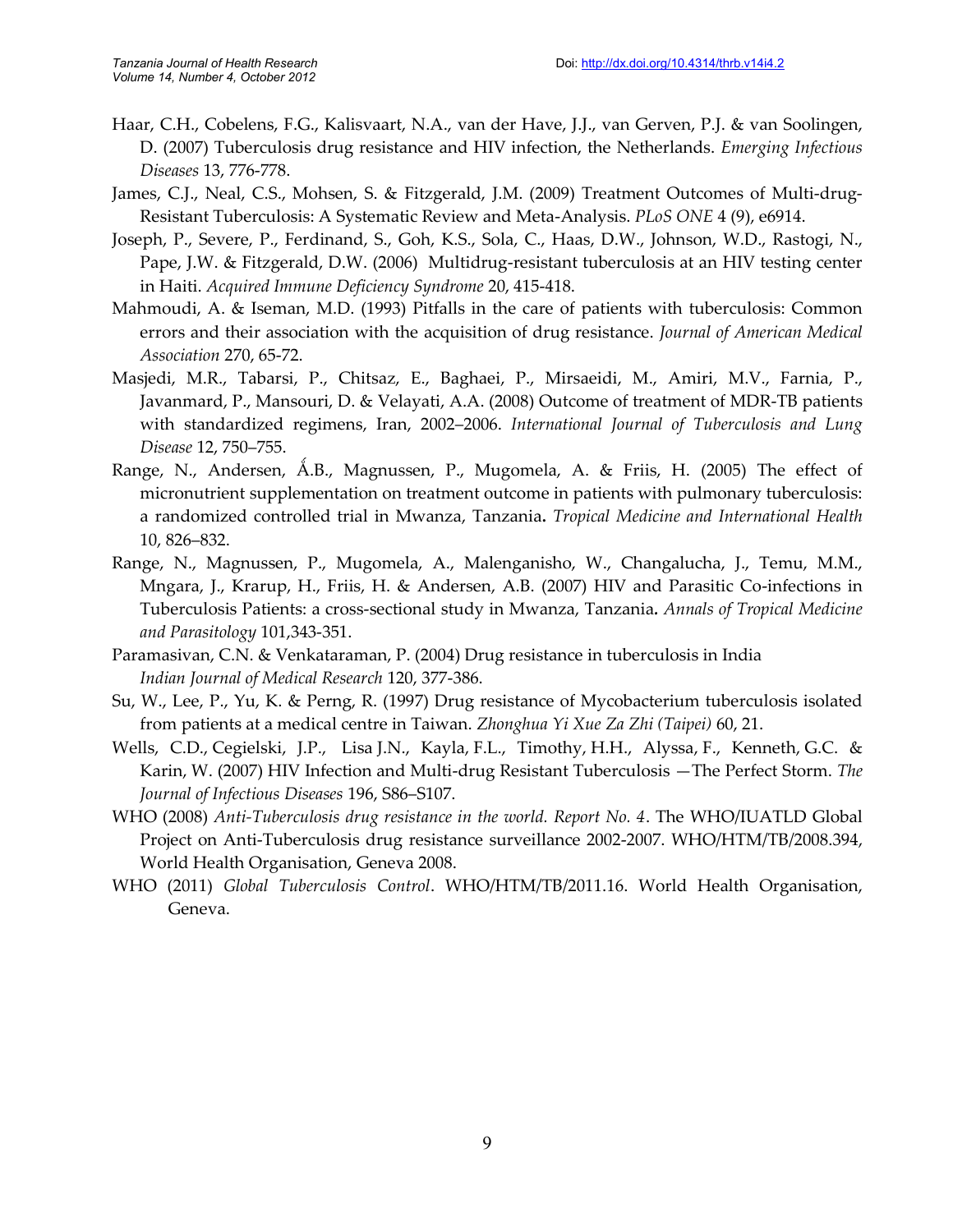Haar, C.H., Cobelens, F.G., Kalisvaart, N.A., van der Have, J.J., van Gerven, P.J. & van Soolingen, D. (2007) Tuberculosis drug resistance and HIV infection, the Netherlands. *Emerging Infectious Diseases* 13, 776-778.

James, C.J., Neal, C.S., Mohsen, S. & Fitzgerald, J.M. (2009) Treatment Outcomes of Multi-drug-Resistant Tuberculosis: A Systematic Review and Meta-Analysis. *PLoS ONE* 4 (9), e6914.

Joseph, P., Severe, P., Ferdinand, S., Goh, K.S., Sola, C., Haas, D.W., Johnson, W.D., Rastogi, N., Pape, J.W. & Fitzgerald, D.W. (2006) Multidrug-resistant tuberculosis at an HIV testing center in Haiti. *Acquired Immune Deficiency Syndrome* 20, 415-418.

Mahmoudi, A. & Iseman, M.D. (1993) Pitfalls in the care of patients with tuberculosis: Common errors and their association with the acquisition of drug resistance. *Journal of American Medical Association* 270, 65-72.

Masjedi, M.R., Tabarsi, P., Chitsaz, E., Baghaei, P., Mirsaeidi, M., Amiri, M.V., Farnia, P., Javanmard, P., Mansouri, D. & Velayati, A.A. (2008) Outcome of treatment of MDR-TB patients with standardized regimens, Iran, 2002–2006. *International Journal of Tuberculosis and Lung Disease* 12, 750–755.

Range, N., Andersen, Ǻ.B., Magnussen, P., Mugomela, A. & Friis, H. (2005) The effect of micronutrient supplementation on treatment outcome in patients with pulmonary tuberculosis: a randomized controlled trial in Mwanza, Tanzania**.** *Tropical Medicine and International Health* 10, 826–832.

Range, N., Magnussen, P., Mugomela, A., Malenganisho, W., Changalucha, J., Temu, M.M., Mngara, J., Krarup, H., Friis, H. & Andersen, A.B. (2007) HIV and Parasitic Co-infections in Tuberculosis Patients: a cross-sectional study in Mwanza, Tanzania**.** *Annals of Tropical Medicine and Parasitology* 101,343-351.

Paramasivan, C.N. & Venkataraman, P. (2004) Drug resistance in tuberculosis in India *Indian Journal of Medical Research* 120, 377-386.

Su, W., Lee, P., Yu, K. & Perng, R. (1997) Drug resistance of Mycobacterium tuberculosis isolated from patients at a medical centre in Taiwan. *Zhonghua Yi Xue Za Zhi (Taipei)* 60, 21.

Wells, C.D., Cegielski, J.P., Lisa J.N., Kayla, F.L., Timothy, H.H., Alyssa, F., Kenneth, G.C. & Karin, W. (2007) HIV Infection and Multi-drug Resistant Tuberculosis —The Perfect Storm. *The Journal of Infectious Diseases* 196, S86–S107.

WHO (2008) *Anti-Tuberculosis drug resistance in the world. Report No. 4*. The WHO/IUATLD Global Project on Anti-Tuberculosis drug resistance surveillance 2002-2007. WHO/HTM/TB/2008.394, World Health Organisation, Geneva 2008.

WHO (2011) *Global Tuberculosis Control*. WHO/HTM/TB/2011.16. World Health Organisation, Geneva.